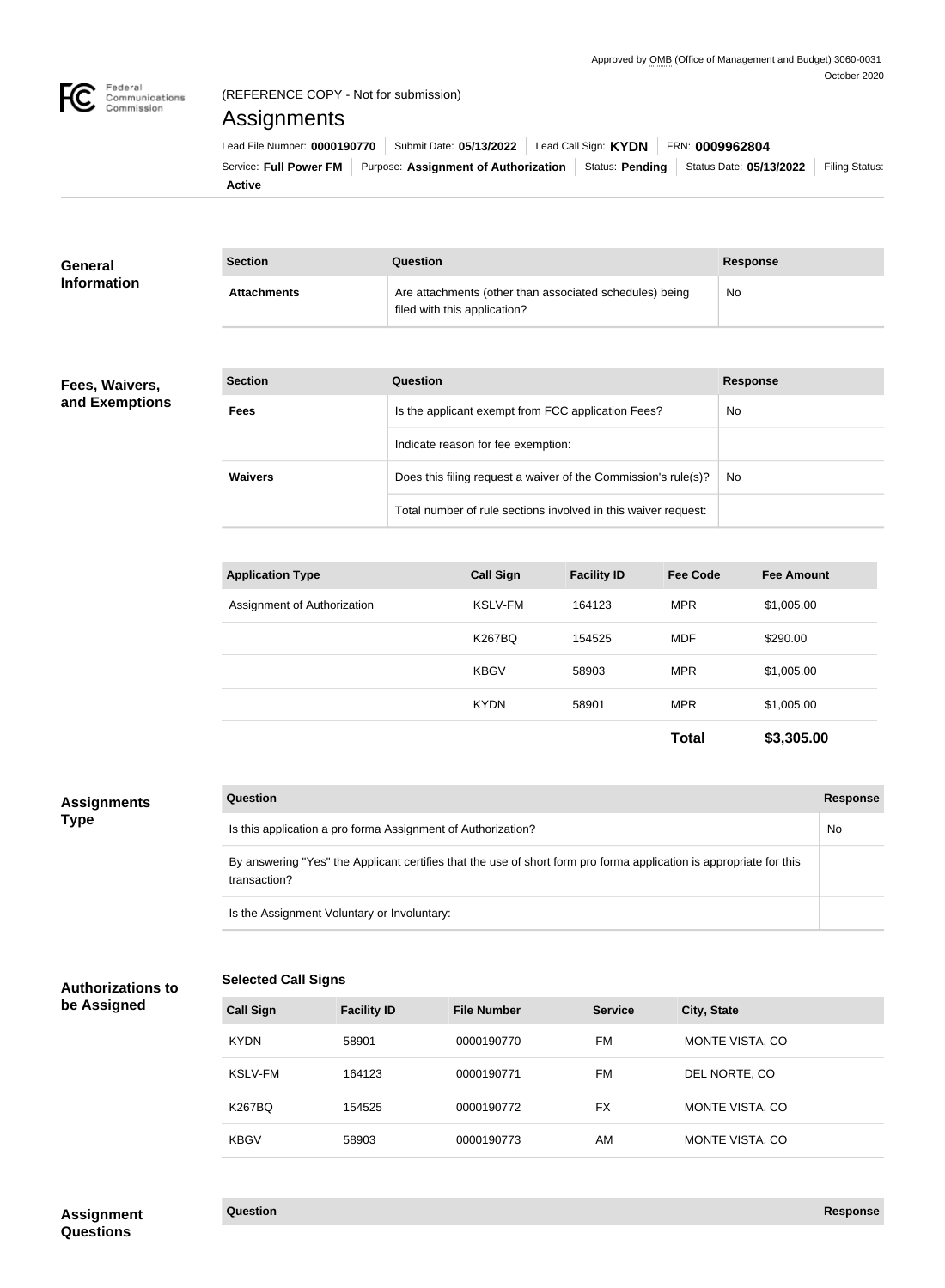Approved by OMB (Office of Management and Budget) 3060-0031
October 2020

(REFERENCE COPY - Not for submission)

# Assignments

Lead File Number: **0000190770** | Submit Date: **05/13/2022** | Lead Call Sign: **KYDN** | FRN: **0009962804**

Service: **Full Power FM** | Purpose: **Assignment of Authorization** | Status: **Pending** | Status Date: **05/13/2022** | Filing Status: **Active**

## General Information

| Section | Question | Response |
|---|---|---|
| **Attachments** | Are attachments (other than associated schedules) being filed with this application? | No |

## Fees, Waivers, and Exemptions

| Section | Question | Response |
|---|---|---|
| **Fees** | Is the applicant exempt from FCC application Fees? | No |
| | Indicate reason for fee exemption: | |
| **Waivers** | Does this filing request a waiver of the Commission's rule(s)? | No |
| | Total number of rule sections involved in this waiver request: | |

| Application Type | Call Sign | Facility ID | Fee Code | Fee Amount |
|---|---|---|---|---|
| Assignment of Authorization | KSLV-FM | 164123 | MPR | $1,005.00 |
| | K267BQ | 154525 | MDF | $290.00 |
| | KBGV | 58903 | MPR | $1,005.00 |
| | KYDN | 58901 | MPR | $1,005.00 |
| | | | **Total** | **$3,305.00** |

## Assignments Type

| Question | Response |
|---|---|
| Is this application a pro forma Assignment of Authorization? | No |
| By answering "Yes" the Applicant certifies that the use of short form pro forma application is appropriate for this transaction? | |
| Is the Assignment Voluntary or Involuntary: | |

## Authorizations to be Assigned

### Selected Call Signs

| Call Sign | Facility ID | File Number | Service | City, State |
|---|---|---|---|---|
| KYDN | 58901 | 0000190770 | FM | MONTE VISTA, CO |
| KSLV-FM | 164123 | 0000190771 | FM | DEL NORTE, CO |
| K267BQ | 154525 | 0000190772 | FX | MONTE VISTA, CO |
| KBGV | 58903 | 0000190773 | AM | MONTE VISTA, CO |

## Assignment Questions

| Question | Response |
|---|---|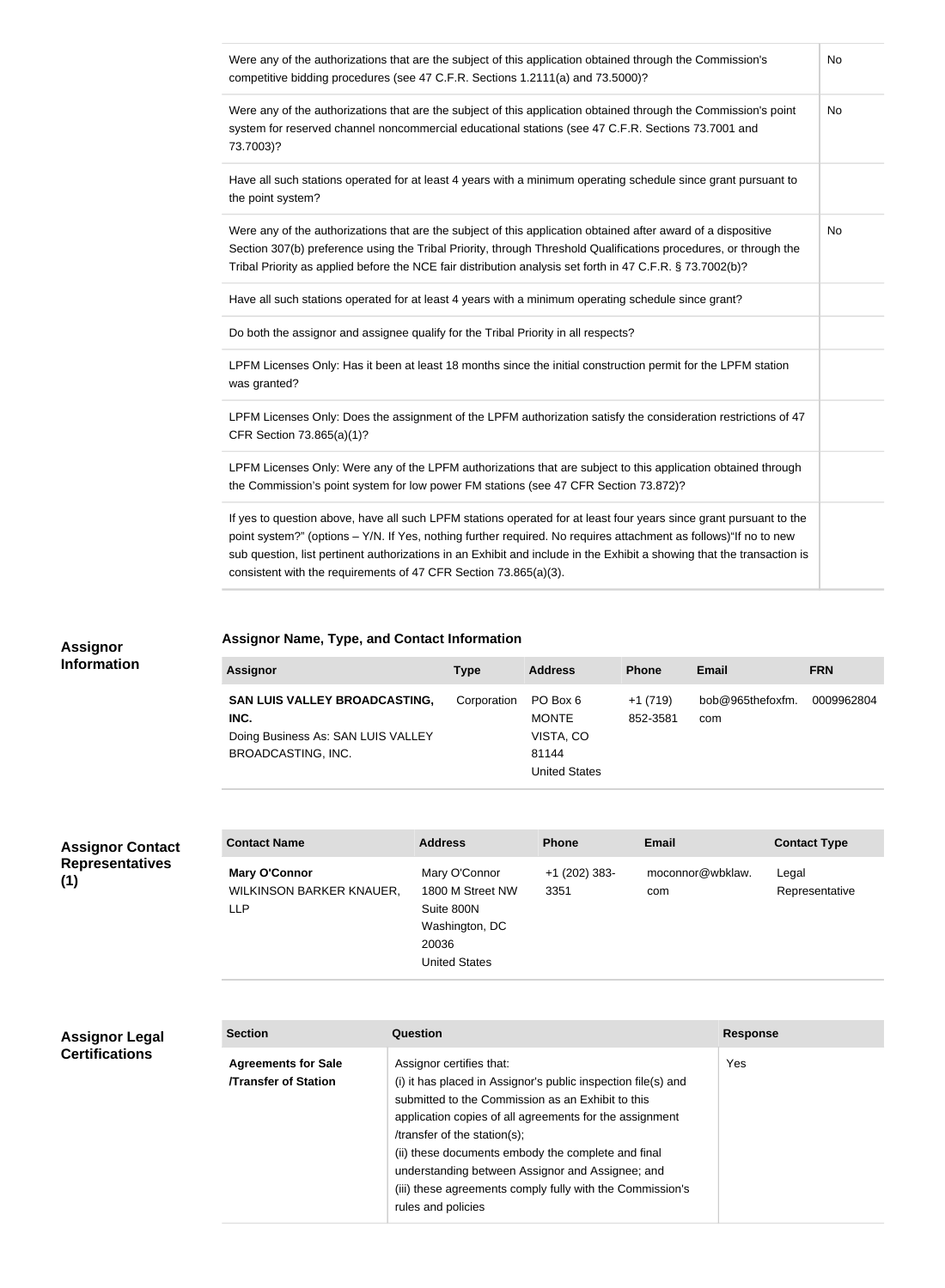| Question | Response |
|---|---|
| Were any of the authorizations that are the subject of this application obtained through the Commission's competitive bidding procedures (see 47 C.F.R. Sections 1.2111(a) and 73.5000)? | No |
| Were any of the authorizations that are the subject of this application obtained through the Commission's point system for reserved channel noncommercial educational stations (see 47 C.F.R. Sections 73.7001 and 73.7003)? | No |
| Have all such stations operated for at least 4 years with a minimum operating schedule since grant pursuant to the point system? | |
| Were any of the authorizations that are the subject of this application obtained after award of a dispositive Section 307(b) preference using the Tribal Priority, through Threshold Qualifications procedures, or through the Tribal Priority as applied before the NCE fair distribution analysis set forth in 47 C.F.R. § 73.7002(b)? | No |
| Have all such stations operated for at least 4 years with a minimum operating schedule since grant? | |
| Do both the assignor and assignee qualify for the Tribal Priority in all respects? | |
| LPFM Licenses Only: Has it been at least 18 months since the initial construction permit for the LPFM station was granted? | |
| LPFM Licenses Only: Does the assignment of the LPFM authorization satisfy the consideration restrictions of 47 CFR Section 73.865(a)(1)? | |
| LPFM Licenses Only: Were any of the LPFM authorizations that are subject to this application obtained through the Commission's point system for low power FM stations (see 47 CFR Section 73.872)? | |
| If yes to question above, have all such LPFM stations operated for at least four years since grant pursuant to the point system?" (options – Y/N. If Yes, nothing further required. No requires attachment as follows)"If no to new sub question, list pertinent authorizations in an Exhibit and include in the Exhibit a showing that the transaction is consistent with the requirements of 47 CFR Section 73.865(a)(3). | |

## Assignor Information

### Assignor Name, Type, and Contact Information

| Assignor | Type | Address | Phone | Email | FRN |
|---|---|---|---|---|---|
| **SAN LUIS VALLEY BROADCASTING, INC.** Doing Business As: SAN LUIS VALLEY BROADCASTING, INC. | Corporation | PO Box 6 MONTE VISTA, CO 81144 United States | +1 (719) 852-3581 | bob@965thefoxfm.com | 0009962804 |

## Assignor Contact Representatives (1)

| Contact Name | Address | Phone | Email | Contact Type |
|---|---|---|---|---|
| **Mary O'Connor** WILKINSON BARKER KNAUER, LLP | Mary O'Connor 1800 M Street NW Suite 800N Washington, DC 20036 United States | +1 (202) 383-3351 | moconnor@wbklaw.com | Legal Representative |

## Assignor Legal Certifications

| Section | Question | Response |
|---|---|---|
| **Agreements for Sale /Transfer of Station** | Assignor certifies that: (i) it has placed in Assignor's public inspection file(s) and submitted to the Commission as an Exhibit to this application copies of all agreements for the assignment /transfer of the station(s); (ii) these documents embody the complete and final understanding between Assignor and Assignee; and (iii) these agreements comply fully with the Commission's rules and policies | Yes |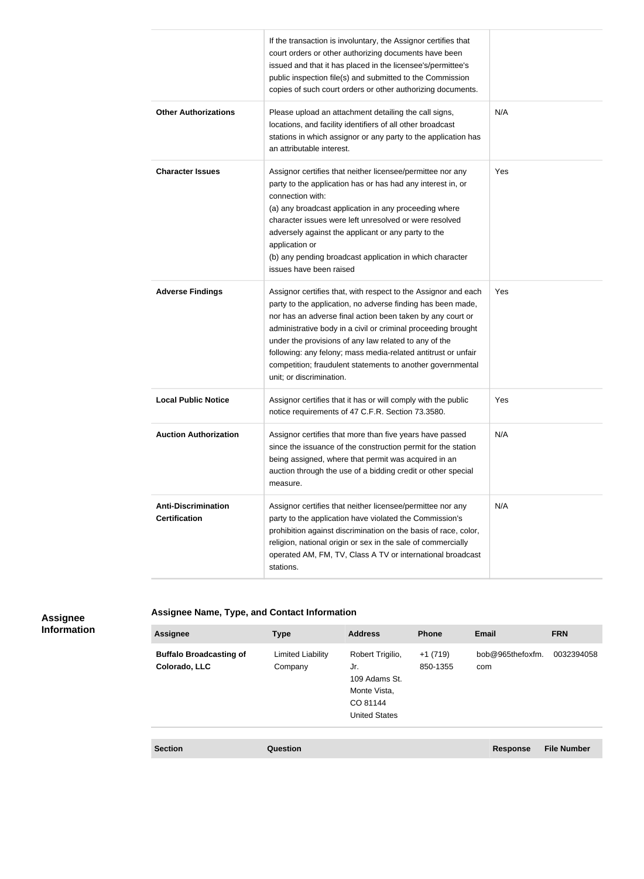| | | |
|---|---|---|
| | If the transaction is involuntary, the Assignor certifies that court orders or other authorizing documents have been issued and that it has placed in the licensee's/permittee's public inspection file(s) and submitted to the Commission copies of such court orders or other authorizing documents. | |
| **Other Authorizations** | Please upload an attachment detailing the call signs, locations, and facility identifiers of all other broadcast stations in which assignor or any party to the application has an attributable interest. | N/A |
| **Character Issues** | Assignor certifies that neither licensee/permittee nor any party to the application has or has had any interest in, or connection with:<br>(a) any broadcast application in any proceeding where character issues were left unresolved or were resolved adversely against the applicant or any party to the application or<br>(b) any pending broadcast application in which character issues have been raised | Yes |
| **Adverse Findings** | Assignor certifies that, with respect to the Assignor and each party to the application, no adverse finding has been made, nor has an adverse final action been taken by any court or administrative body in a civil or criminal proceeding brought under the provisions of any law related to any of the following: any felony; mass media-related antitrust or unfair competition; fraudulent statements to another governmental unit; or discrimination. | Yes |
| **Local Public Notice** | Assignor certifies that it has or will comply with the public notice requirements of 47 C.F.R. Section 73.3580. | Yes |
| **Auction Authorization** | Assignor certifies that more than five years have passed since the issuance of the construction permit for the station being assigned, where that permit was acquired in an auction through the use of a bidding credit or other special measure. | N/A |
| **Anti-Discrimination Certification** | Assignor certifies that neither licensee/permittee nor any party to the application have violated the Commission's prohibition against discrimination on the basis of race, color, religion, national origin or sex in the sale of commercially operated AM, FM, TV, Class A TV or international broadcast stations. | N/A |

## Assignee Information

### Assignee Name, Type, and Contact Information

| Assignee | Type | Address | Phone | Email | FRN |
|---|---|---|---|---|---|
| **Buffalo Broadcasting of Colorado, LLC** | Limited Liability Company | Robert Trigilio, Jr.<br>109 Adams St.<br>Monte Vista, CO 81144<br>United States | +1 (719) 850-1355 | bob@965thefoxfm.com | 0032394058 |

| Section | Question | Response | File Number |
|---|---|---|---|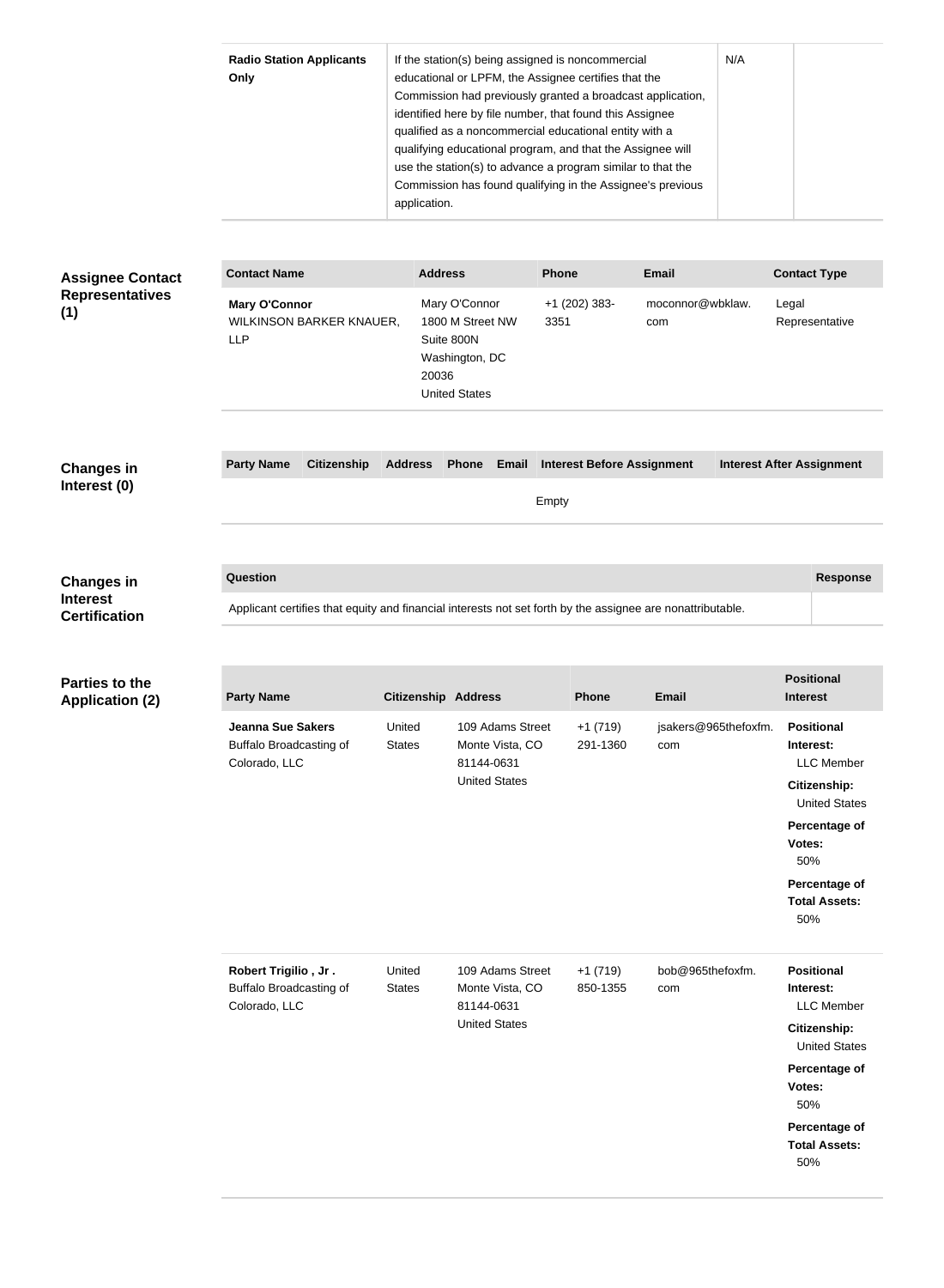| Radio Station Applicants Only | If the station(s) being assigned is noncommercial educational or LPFM, the Assignee certifies that the Commission had previously granted a broadcast application, identified here by file number, that found this Assignee qualified as a noncommercial educational entity with a qualifying educational program, and that the Assignee will use the station(s) to advance a program similar to that the Commission has found qualifying in the Assignee's previous application. | N/A | |
|---|---|---|---|

## Assignee Contact Representatives (1)

| Contact Name | Address | Phone | Email | Contact Type |
|---|---|---|---|---|
| **Mary O'Connor**<br>WILKINSON BARKER KNAUER, LLP | Mary O'Connor<br>1800 M Street NW<br>Suite 800N<br>Washington, DC<br>20036<br>United States | +1 (202) 383-3351 | moconnor@wbklaw.com | Legal Representative |

## Changes in Interest (0)

| Party Name | Citizenship | Address | Phone | Email | Interest Before Assignment | Interest After Assignment |
|---|---|---|---|---|---|---|
| Empty | | | | | | |

## Changes in Interest Certification

| Question | Response |
|---|---|
| Applicant certifies that equity and financial interests not set forth by the assignee are nonattributable. | |

## Parties to the Application (2)

| Party Name | Citizenship | Address | Phone | Email | Positional Interest |
|---|---|---|---|---|---|
| **Jeanna Sue Sakers**<br>Buffalo Broadcasting of Colorado, LLC | United States | 109 Adams Street<br>Monte Vista, CO<br>81144-0631<br>United States | +1 (719) 291-1360 | jsakers@965thefoxfm.com | **Positional Interest:** LLC Member<br>**Citizenship:** United States<br>**Percentage of Votes:** 50%<br>**Percentage of Total Assets:** 50% |
| **Robert Trigilio , Jr .**<br>Buffalo Broadcasting of Colorado, LLC | United States | 109 Adams Street<br>Monte Vista, CO<br>81144-0631<br>United States | +1 (719) 850-1355 | bob@965thefoxfm.com | **Positional Interest:** LLC Member<br>**Citizenship:** United States<br>**Percentage of Votes:** 50%<br>**Percentage of Total Assets:** 50% |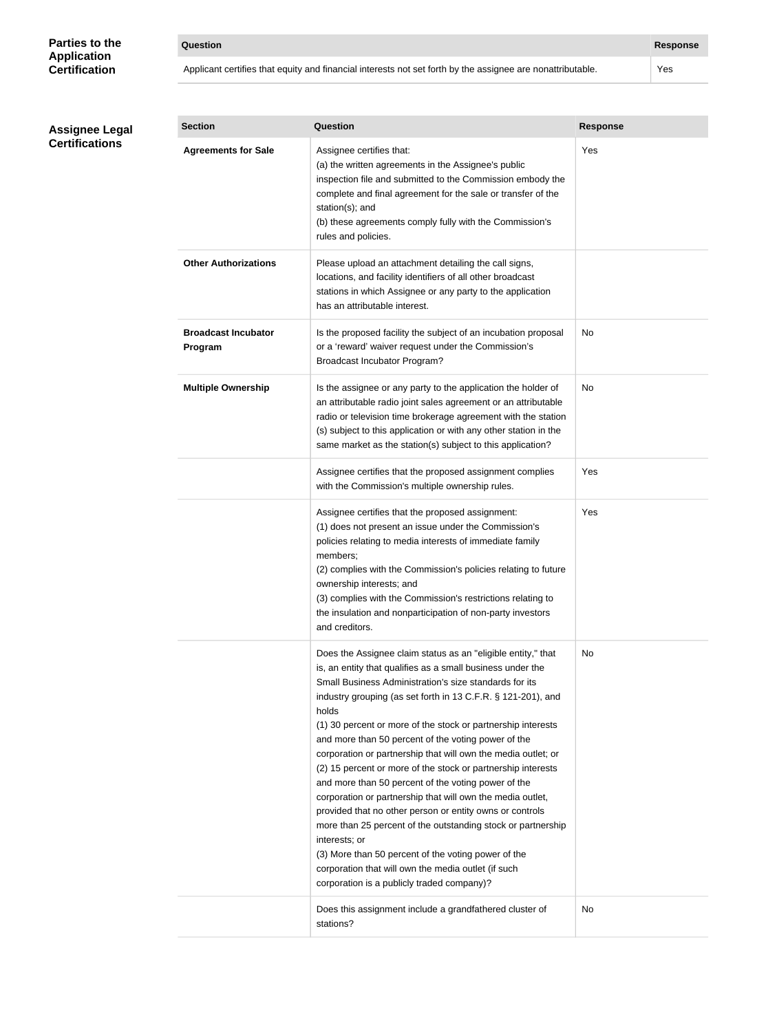## Parties to the Application Certification

| Question | Response |
|---|---|
| Applicant certifies that equity and financial interests not set forth by the assignee are nonattributable. | Yes |

## Assignee Legal Certifications

| Section | Question | Response |
|---|---|---|
| **Agreements for Sale** | Assignee certifies that:<br>(a) the written agreements in the Assignee's public inspection file and submitted to the Commission embody the complete and final agreement for the sale or transfer of the station(s); and<br>(b) these agreements comply fully with the Commission's rules and policies. | Yes |
| **Other Authorizations** | Please upload an attachment detailing the call signs, locations, and facility identifiers of all other broadcast stations in which Assignee or any party to the application has an attributable interest. | |
| **Broadcast Incubator Program** | Is the proposed facility the subject of an incubation proposal or a 'reward' waiver request under the Commission's Broadcast Incubator Program? | No |
| **Multiple Ownership** | Is the assignee or any party to the application the holder of an attributable radio joint sales agreement or an attributable radio or television time brokerage agreement with the station (s) subject to this application or with any other station in the same market as the station(s) subject to this application? | No |
| | Assignee certifies that the proposed assignment complies with the Commission's multiple ownership rules. | Yes |
| | Assignee certifies that the proposed assignment:<br>(1) does not present an issue under the Commission's policies relating to media interests of immediate family members;<br>(2) complies with the Commission's policies relating to future ownership interests; and<br>(3) complies with the Commission's restrictions relating to the insulation and nonparticipation of non-party investors and creditors. | Yes |
| | Does the Assignee claim status as an "eligible entity," that is, an entity that qualifies as a small business under the Small Business Administration's size standards for its industry grouping (as set forth in 13 C.F.R. § 121-201), and holds<br>(1) 30 percent or more of the stock or partnership interests and more than 50 percent of the voting power of the corporation or partnership that will own the media outlet; or<br>(2) 15 percent or more of the stock or partnership interests and more than 50 percent of the voting power of the corporation or partnership that will own the media outlet, provided that no other person or entity owns or controls more than 25 percent of the outstanding stock or partnership interests; or<br>(3) More than 50 percent of the voting power of the corporation that will own the media outlet (if such corporation is a publicly traded company)? | No |
| | Does this assignment include a grandfathered cluster of stations? | No |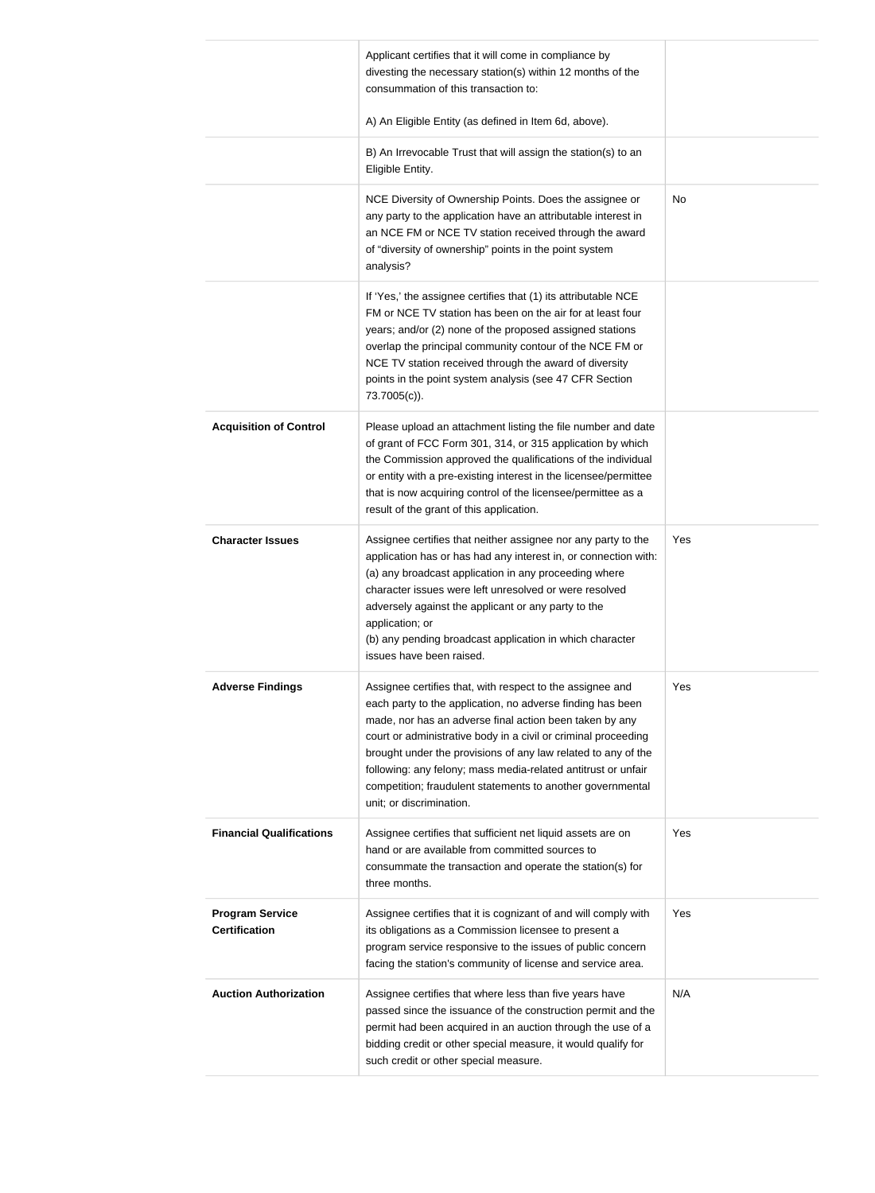| | | |
|---|---|---|
| | Applicant certifies that it will come in compliance by divesting the necessary station(s) within 12 months of the consummation of this transaction to:<br><br>A) An Eligible Entity (as defined in Item 6d, above). | |
| | B) An Irrevocable Trust that will assign the station(s) to an Eligible Entity. | |
| | NCE Diversity of Ownership Points. Does the assignee or any party to the application have an attributable interest in an NCE FM or NCE TV station received through the award of "diversity of ownership" points in the point system analysis? | No |
| | If 'Yes,' the assignee certifies that (1) its attributable NCE FM or NCE TV station has been on the air for at least four years; and/or (2) none of the proposed assigned stations overlap the principal community contour of the NCE FM or NCE TV station received through the award of diversity points in the point system analysis (see 47 CFR Section 73.7005(c)). | |
| **Acquisition of Control** | Please upload an attachment listing the file number and date of grant of FCC Form 301, 314, or 315 application by which the Commission approved the qualifications of the individual or entity with a pre-existing interest in the licensee/permittee that is now acquiring control of the licensee/permittee as a result of the grant of this application. | |
| **Character Issues** | Assignee certifies that neither assignee nor any party to the application has or has had any interest in, or connection with: (a) any broadcast application in any proceeding where character issues were left unresolved or were resolved adversely against the applicant or any party to the application; or<br>(b) any pending broadcast application in which character issues have been raised. | Yes |
| **Adverse Findings** | Assignee certifies that, with respect to the assignee and each party to the application, no adverse finding has been made, nor has an adverse final action been taken by any court or administrative body in a civil or criminal proceeding brought under the provisions of any law related to any of the following: any felony; mass media-related antitrust or unfair competition; fraudulent statements to another governmental unit; or discrimination. | Yes |
| **Financial Qualifications** | Assignee certifies that sufficient net liquid assets are on hand or are available from committed sources to consummate the transaction and operate the station(s) for three months. | Yes |
| **Program Service Certification** | Assignee certifies that it is cognizant of and will comply with its obligations as a Commission licensee to present a program service responsive to the issues of public concern facing the station's community of license and service area. | Yes |
| **Auction Authorization** | Assignee certifies that where less than five years have passed since the issuance of the construction permit and the permit had been acquired in an auction through the use of a bidding credit or other special measure, it would qualify for such credit or other special measure. | N/A |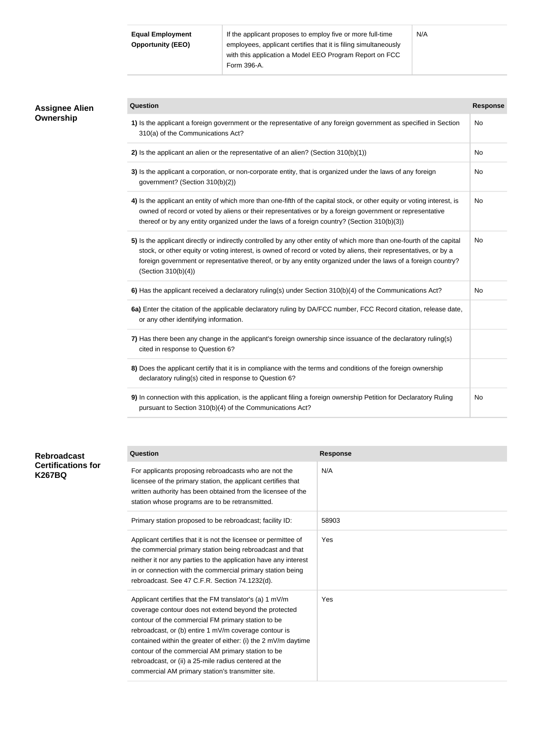| Equal Employment Opportunity (EEO) | If the applicant proposes to employ five or more full-time employees, applicant certifies that it is filing simultaneously with this application a Model EEO Program Report on FCC Form 396-A. | N/A |
|---|---|---|

## Assignee Alien Ownership

| Question | Response |
|---|---|
| **1)** Is the applicant a foreign government or the representative of any foreign government as specified in Section 310(a) of the Communications Act? | No |
| **2)** Is the applicant an alien or the representative of an alien? (Section 310(b)(1)) | No |
| **3)** Is the applicant a corporation, or non-corporate entity, that is organized under the laws of any foreign government? (Section 310(b)(2)) | No |
| **4)** Is the applicant an entity of which more than one-fifth of the capital stock, or other equity or voting interest, is owned of record or voted by aliens or their representatives or by a foreign government or representative thereof or by any entity organized under the laws of a foreign country? (Section 310(b)(3)) | No |
| **5)** Is the applicant directly or indirectly controlled by any other entity of which more than one-fourth of the capital stock, or other equity or voting interest, is owned of record or voted by aliens, their representatives, or by a foreign government or representative thereof, or by any entity organized under the laws of a foreign country? (Section 310(b)(4)) | No |
| **6)** Has the applicant received a declaratory ruling(s) under Section 310(b)(4) of the Communications Act? | No |
| **6a)** Enter the citation of the applicable declaratory ruling by DA/FCC number, FCC Record citation, release date, or any other identifying information. | |
| **7)** Has there been any change in the applicant's foreign ownership since issuance of the declaratory ruling(s) cited in response to Question 6? | |
| **8)** Does the applicant certify that it is in compliance with the terms and conditions of the foreign ownership declaratory ruling(s) cited in response to Question 6? | |
| **9)** In connection with this application, is the applicant filing a foreign ownership Petition for Declaratory Ruling pursuant to Section 310(b)(4) of the Communications Act? | No |

## Rebroadcast Certifications for K267BQ

| Question | Response |
|---|---|
| For applicants proposing rebroadcasts who are not the licensee of the primary station, the applicant certifies that written authority has been obtained from the licensee of the station whose programs are to be retransmitted. | N/A |
| Primary station proposed to be rebroadcast; facility ID: | 58903 |
| Applicant certifies that it is not the licensee or permittee of the commercial primary station being rebroadcast and that neither it nor any parties to the application have any interest in or connection with the commercial primary station being rebroadcast. See 47 C.F.R. Section 74.1232(d). | Yes |
| Applicant certifies that the FM translator's (a) 1 mV/m coverage contour does not extend beyond the protected contour of the commercial FM primary station to be rebroadcast, or (b) entire 1 mV/m coverage contour is contained within the greater of either: (i) the 2 mV/m daytime contour of the commercial AM primary station to be rebroadcast, or (ii) a 25-mile radius centered at the commercial AM primary station's transmitter site. | Yes |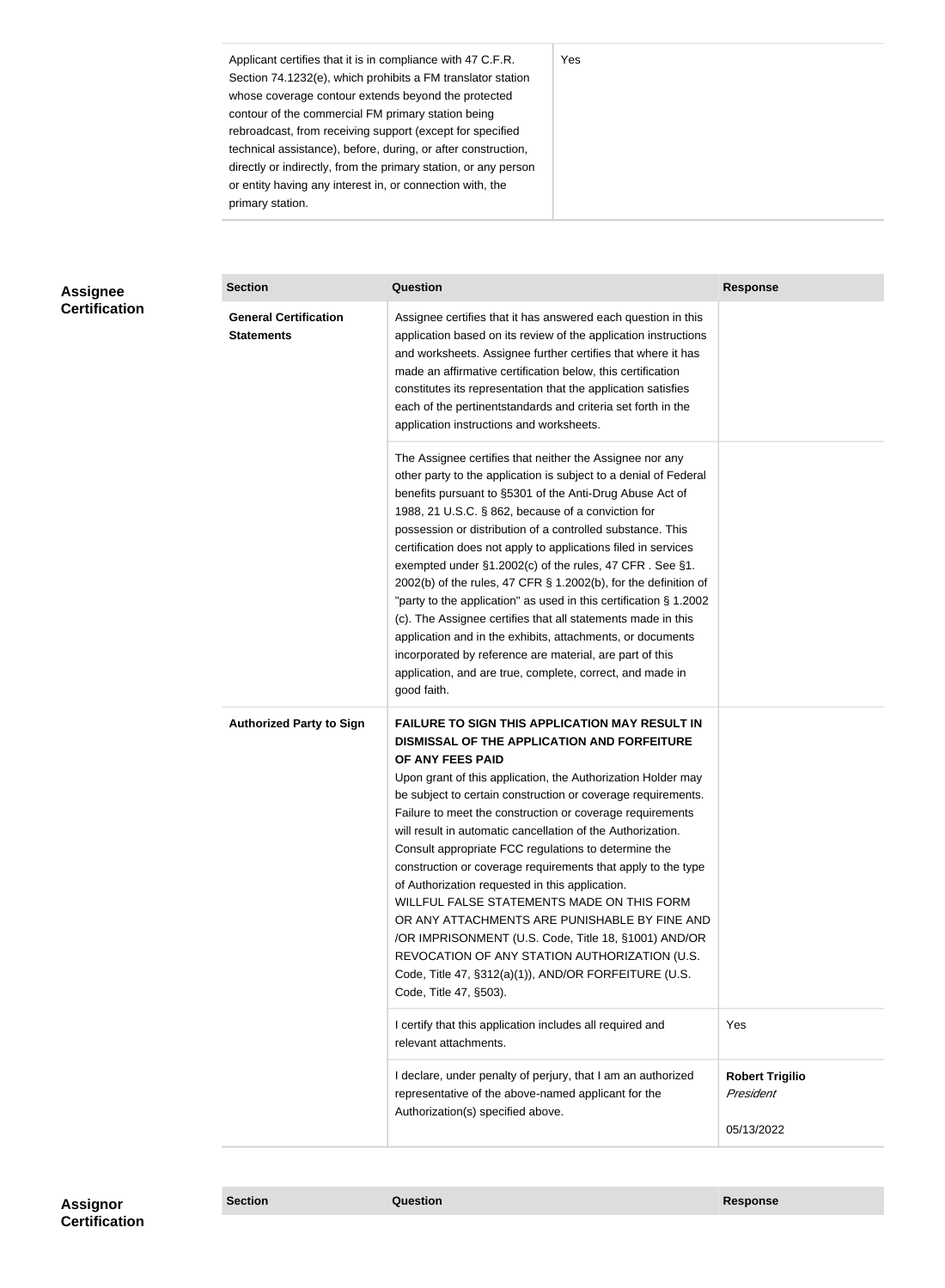| | |
|---|---|
| Applicant certifies that it is in compliance with 47 C.F.R. Section 74.1232(e), which prohibits a FM translator station whose coverage contour extends beyond the protected contour of the commercial FM primary station being rebroadcast, from receiving support (except for specified technical assistance), before, during, or after construction, directly or indirectly, from the primary station, or any person or entity having any interest in, or connection with, the primary station. | Yes |

## Assignee Certification

| Section | Question | Response |
|---|---|---|
| **General Certification Statements** | Assignee certifies that it has answered each question in this application based on its review of the application instructions and worksheets. Assignee further certifies that where it has made an affirmative certification below, this certification constitutes its representation that the application satisfies each of the pertinentstandards and criteria set forth in the application instructions and worksheets. | |
| | The Assignee certifies that neither the Assignee nor any other party to the application is subject to a denial of Federal benefits pursuant to §5301 of the Anti-Drug Abuse Act of 1988, 21 U.S.C. § 862, because of a conviction for possession or distribution of a controlled substance. This certification does not apply to applications filed in services exempted under §1.2002(c) of the rules, 47 CFR . See §1. 2002(b) of the rules, 47 CFR § 1.2002(b), for the definition of "party to the application" as used in this certification § 1.2002 (c). The Assignee certifies that all statements made in this application and in the exhibits, attachments, or documents incorporated by reference are material, are part of this application, and are true, complete, correct, and made in good faith. | |
| **Authorized Party to Sign** | **FAILURE TO SIGN THIS APPLICATION MAY RESULT IN DISMISSAL OF THE APPLICATION AND FORFEITURE OF ANY FEES PAID** Upon grant of this application, the Authorization Holder may be subject to certain construction or coverage requirements. Failure to meet the construction or coverage requirements will result in automatic cancellation of the Authorization. Consult appropriate FCC regulations to determine the construction or coverage requirements that apply to the type of Authorization requested in this application. WILLFUL FALSE STATEMENTS MADE ON THIS FORM OR ANY ATTACHMENTS ARE PUNISHABLE BY FINE AND /OR IMPRISONMENT (U.S. Code, Title 18, §1001) AND/OR REVOCATION OF ANY STATION AUTHORIZATION (U.S. Code, Title 47, §312(a)(1)), AND/OR FORFEITURE (U.S. Code, Title 47, §503). | |
| | I certify that this application includes all required and relevant attachments. | Yes |
| | I declare, under penalty of perjury, that I am an authorized representative of the above-named applicant for the Authorization(s) specified above. | **Robert Trigilio** *President* 05/13/2022 |

## Assignor Certification

| Section | Question | Response |
|---|---|---|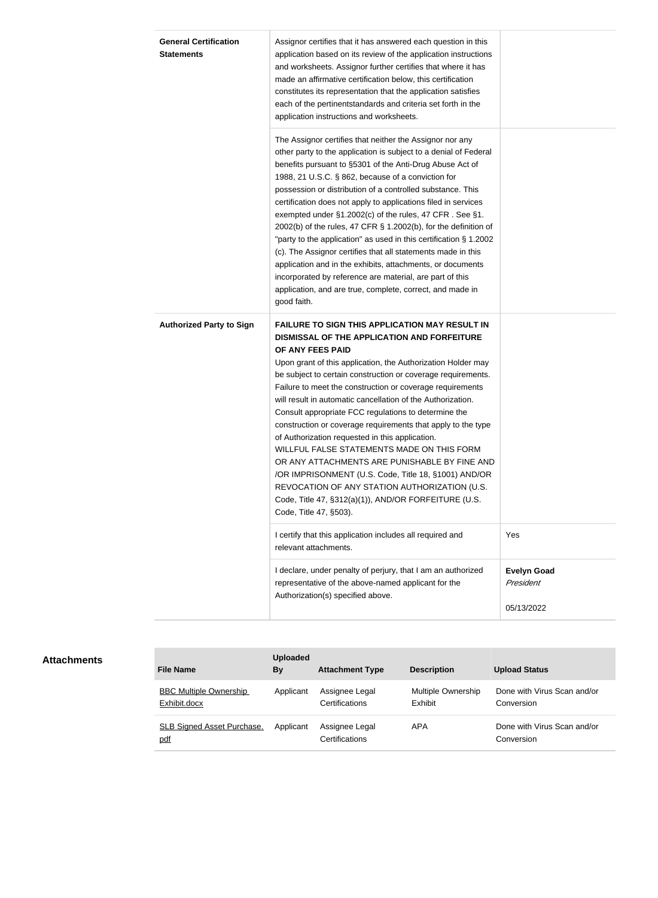| | | |
|---|---|---|
| **General Certification Statements** | Assignor certifies that it has answered each question in this application based on its review of the application instructions and worksheets. Assignor further certifies that where it has made an affirmative certification below, this certification constitutes its representation that the application satisfies each of the pertinentstandards and criteria set forth in the application instructions and worksheets. | |
| | The Assignor certifies that neither the Assignor nor any other party to the application is subject to a denial of Federal benefits pursuant to §5301 of the Anti-Drug Abuse Act of 1988, 21 U.S.C. § 862, because of a conviction for possession or distribution of a controlled substance. This certification does not apply to applications filed in services exempted under §1.2002(c) of the rules, 47 CFR . See §1. 2002(b) of the rules, 47 CFR § 1.2002(b), for the definition of "party to the application" as used in this certification § 1.2002 (c). The Assignor certifies that all statements made in this application and in the exhibits, attachments, or documents incorporated by reference are material, are part of this application, and are true, complete, correct, and made in good faith. | |
| **Authorized Party to Sign** | **FAILURE TO SIGN THIS APPLICATION MAY RESULT IN DISMISSAL OF THE APPLICATION AND FORFEITURE OF ANY FEES PAID** Upon grant of this application, the Authorization Holder may be subject to certain construction or coverage requirements. Failure to meet the construction or coverage requirements will result in automatic cancellation of the Authorization. Consult appropriate FCC regulations to determine the construction or coverage requirements that apply to the type of Authorization requested in this application. WILLFUL FALSE STATEMENTS MADE ON THIS FORM OR ANY ATTACHMENTS ARE PUNISHABLE BY FINE AND /OR IMPRISONMENT (U.S. Code, Title 18, §1001) AND/OR REVOCATION OF ANY STATION AUTHORIZATION (U.S. Code, Title 47, §312(a)(1)), AND/OR FORFEITURE (U.S. Code, Title 47, §503). | |
| | I certify that this application includes all required and relevant attachments. | Yes |
| | I declare, under penalty of perjury, that I am an authorized representative of the above-named applicant for the Authorization(s) specified above. | **Evelyn Goad** *President* 05/13/2022 |

## Attachments

| File Name | Uploaded By | Attachment Type | Description | Upload Status |
|---|---|---|---|---|
| BBC Multiple Ownership Exhibit.docx | Applicant | Assignee Legal Certifications | Multiple Ownership Exhibit | Done with Virus Scan and/or Conversion |
| SLB Signed Asset Purchase.pdf | Applicant | Assignee Legal Certifications | APA | Done with Virus Scan and/or Conversion |